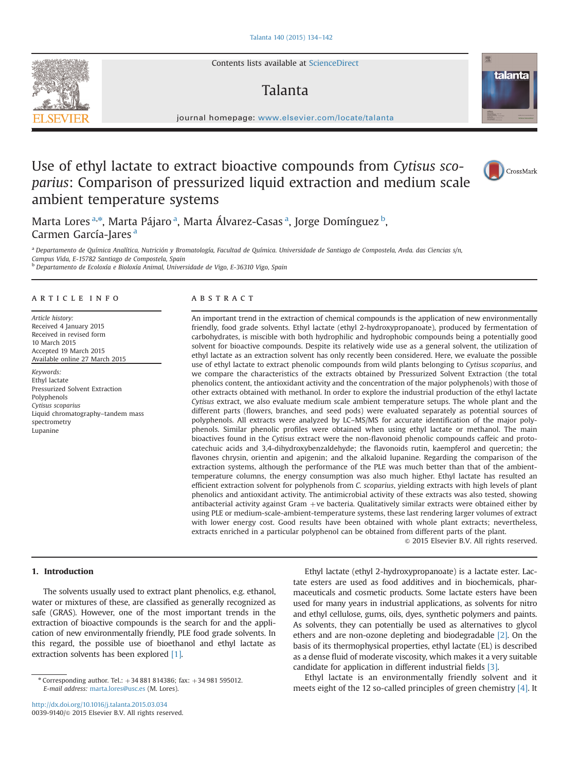# Use of ethyl lactate to extract bioactive compounds from *Cytisus scoparius*: Comparison of pressurized liquid extraction and medium scale ambient temperature systems

Marta Lores [a,*], Marta Pájaro [a], Marta Álvarez-Casas [a], Jorge Domínguez [b], Carmen García-Jares [a]

[a] Departamento de Química Analítica, Nutrición y Bromatología, Facultad de Química. Universidade de Santiago de Compostela, Avda. das Ciencias s/n, Campus Vida, E-15782 Santiago de Compostela, Spain

[b] Departamento de Ecoloxía e Bioloxía Animal, Universidade de Vigo, E-36310 Vigo, Spain

## ARTICLE INFO

*Article history:*
Received 4 January 2015
Received in revised form 10 March 2015
Accepted 19 March 2015
Available online 27 March 2015

*Keywords:*
Ethyl lactate
Pressurized Solvent Extraction
Polyphenols
*Cytisus scoparius*
Liquid chromatography–tandem mass spectrometry
Lupanine

## ABSTRACT

An important trend in the extraction of chemical compounds is the application of new environmentally friendly, food grade solvents. Ethyl lactate (ethyl 2-hydroxypropanoate), produced by fermentation of carbohydrates, is miscible with both hydrophilic and hydrophobic compounds being a potentially good solvent for bioactive compounds. Despite its relatively wide use as a general solvent, the utilization of ethyl lactate as an extraction solvent has only recently been considered. Here, we evaluate the possible use of ethyl lactate to extract phenolic compounds from wild plants belonging to *Cytisus scoparius*, and we compare the characteristics of the extracts obtained by Pressurized Solvent Extraction (the total phenolics content, the antioxidant activity and the concentration of the major polyphenols) with those of other extracts obtained with methanol. In order to explore the industrial production of the ethyl lactate *Cytisus* extract, we also evaluate medium scale ambient temperature setups. The whole plant and the different parts (flowers, branches, and seed pods) were evaluated separately as potential sources of polyphenols. All extracts were analyzed by LC–MS/MS for accurate identification of the major polyphenols. Similar phenolic profiles were obtained when using ethyl lactate or methanol. The main bioactives found in the *Cytisus* extract were the non-flavonoid phenolic compounds caffeic and protocatechuic acids and 3,4-dihydroxybenzaldehyde; the flavonoids rutin, kaempferol and quercetin; the flavones chrysin, orientin and apigenin; and the alkaloid lupanine. Regarding the comparison of the extraction systems, although the performance of the PLE was much better than that of the ambient-temperature columns, the energy consumption was also much higher. Ethyl lactate has resulted an efficient extraction solvent for polyphenols from *C. scoparius*, yielding extracts with high levels of plant phenolics and antioxidant activity. The antimicrobial activity of these extracts was also tested, showing antibacterial activity against Gram +ve bacteria. Qualitatively similar extracts were obtained either by using PLE or medium-scale-ambient-temperature systems, these last rendering larger volumes of extract with lower energy cost. Good results have been obtained with whole plant extracts; nevertheless, extracts enriched in a particular polyphenol can be obtained from different parts of the plant.

© 2015 Elsevier B.V. All rights reserved.

## 1. Introduction

The solvents usually used to extract plant phenolics, e.g. ethanol, water or mixtures of these, are classified as generally recognized as safe (GRAS). However, one of the most important trends in the extraction of bioactive compounds is the search for and the application of new environmentally friendly, PLE food grade solvents. In this regard, the possible use of bioethanol and ethyl lactate as extraction solvents has been explored [1].

Ethyl lactate (ethyl 2-hydroxypropanoate) is a lactate ester. Lactate esters are used as food additives and in biochemicals, pharmaceuticals and cosmetic products. Some lactate esters have been used for many years in industrial applications, as solvents for nitro and ethyl cellulose, gums, oils, dyes, synthetic polymers and paints. As solvents, they can potentially be used as alternatives to glycol ethers and are non-ozone depleting and biodegradable [2]. On the basis of its thermophysical properties, ethyl lactate (EL) is described as a dense fluid of moderate viscosity, which makes it a very suitable candidate for application in different industrial fields [3].

Ethyl lactate is an environmentally friendly solvent and it meets eight of the 12 so-called principles of green chemistry [4]. It

\* Corresponding author. Tel.: +34 881 814386; fax: +34 981 595012.
*E-mail address:* marta.lores@usc.es (M. Lores).

http://dx.doi.org/10.1016/j.talanta.2015.03.034
0039-9140/© 2015 Elsevier B.V. All rights reserved.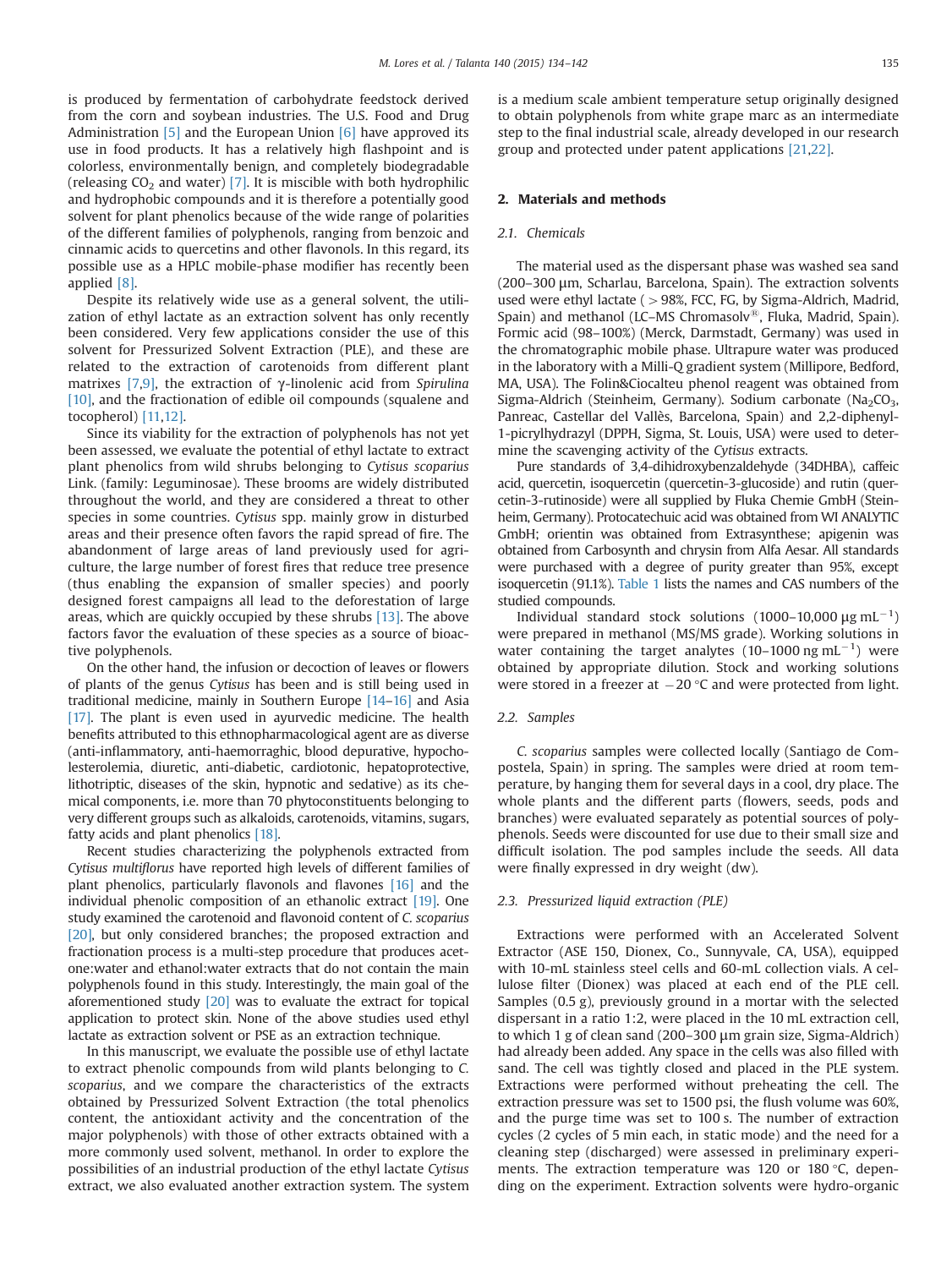is produced by fermentation of carbohydrate feedstock derived from the corn and soybean industries. The U.S. Food and Drug Administration [5] and the European Union [6] have approved its use in food products. It has a relatively high flashpoint and is colorless, environmentally benign, and completely biodegradable (releasing $CO_2$ and water) [7]. It is miscible with both hydrophilic and hydrophobic compounds and it is therefore a potentially good solvent for plant phenolics because of the wide range of polarities of the different families of polyphenols, ranging from benzoic and cinnamic acids to quercetins and other flavonols. In this regard, its possible use as a HPLC mobile-phase modifier has recently been applied [8].

Despite its relatively wide use as a general solvent, the utilization of ethyl lactate as an extraction solvent has only recently been considered. Very few applications consider the use of this solvent for Pressurized Solvent Extraction (PLE), and these are related to the extraction of carotenoids from different plant matrixes [7,9], the extraction of γ-linolenic acid from *Spirulina* [10], and the fractionation of edible oil compounds (squalene and tocopherol) [11,12].

Since its viability for the extraction of polyphenols has not yet been assessed, we evaluate the potential of ethyl lactate to extract plant phenolics from wild shrubs belonging to *Cytisus scoparius* Link. (family: Leguminosae). These brooms are widely distributed throughout the world, and they are considered a threat to other species in some countries. *Cytisus* spp. mainly grow in disturbed areas and their presence often favors the rapid spread of fire. The abandonment of large areas of land previously used for agriculture, the large number of forest fires that reduce tree presence (thus enabling the expansion of smaller species) and poorly designed forest campaigns all lead to the deforestation of large areas, which are quickly occupied by these shrubs [13]. The above factors favor the evaluation of these species as a source of bioactive polyphenols.

On the other hand, the infusion or decoction of leaves or flowers of plants of the genus *Cytisus* has been and is still being used in traditional medicine, mainly in Southern Europe [14–16] and Asia [17]. The plant is even used in ayurvedic medicine. The health benefits attributed to this ethnopharmacological agent are as diverse (anti-inflammatory, anti-haemorraghic, blood depurative, hypocholesterolemia, diuretic, anti-diabetic, cardiotonic, hepatoprotective, lithotriptic, diseases of the skin, hypnotic and sedative) as its chemical components, i.e. more than 70 phytoconstituents belonging to very different groups such as alkaloids, carotenoids, vitamins, sugars, fatty acids and plant phenolics [18].

Recent studies characterizing the polyphenols extracted from *Cytisus multiflorus* have reported high levels of different families of plant phenolics, particularly flavonols and flavones [16] and the individual phenolic composition of an ethanolic extract [19]. One study examined the carotenoid and flavonoid content of *C. scoparius* [20], but only considered branches; the proposed extraction and fractionation process is a multi-step procedure that produces acetone:water and ethanol:water extracts that do not contain the main polyphenols found in this study. Interestingly, the main goal of the aforementioned study [20] was to evaluate the extract for topical application to protect skin. None of the above studies used ethyl lactate as extraction solvent or PSE as an extraction technique.

In this manuscript, we evaluate the possible use of ethyl lactate to extract phenolic compounds from wild plants belonging to *C. scoparius*, and we compare the characteristics of the extracts obtained by Pressurized Solvent Extraction (the total phenolics content, the antioxidant activity and the concentration of the major polyphenols) with those of other extracts obtained with a more commonly used solvent, methanol. In order to explore the possibilities of an industrial production of the ethyl lactate *Cytisus* extract, we also evaluated another extraction system. The system is a medium scale ambient temperature setup originally designed to obtain polyphenols from white grape marc as an intermediate step to the final industrial scale, already developed in our research group and protected under patent applications [21,22].

## 2. Materials and methods

### 2.1. Chemicals

The material used as the dispersant phase was washed sea sand (200–300 µm, Scharlau, Barcelona, Spain). The extraction solvents used were ethyl lactate ( > 98%, FCC, FG, by Sigma-Aldrich, Madrid, Spain) and methanol (LC–MS Chromasolv®, Fluka, Madrid, Spain). Formic acid (98–100%) (Merck, Darmstadt, Germany) was used in the chromatographic mobile phase. Ultrapure water was produced in the laboratory with a Milli-Q gradient system (Millipore, Bedford, MA, USA). The Folin&Ciocalteu phenol reagent was obtained from Sigma-Aldrich (Steinheim, Germany). Sodium carbonate ($Na_2CO_3$, Panreac, Castellar del Vallès, Barcelona, Spain) and 2,2-diphenyl-1-picrylhydrazyl (DPPH, Sigma, St. Louis, USA) were used to determine the scavenging activity of the *Cytisus* extracts.

Pure standards of 3,4-dihidroxybenzaldehyde (34DHBA), caffeic acid, quercetin, isoquercetin (quercetin-3-glucoside) and rutin (quercetin-3-rutinoside) were all supplied by Fluka Chemie GmbH (Steinheim, Germany). Protocatechuic acid was obtained from WI ANALYTIC GmbH; orientin was obtained from Extrasynthese; apigenin was obtained from Carbosynth and chrysin from Alfa Aesar. All standards were purchased with a degree of purity greater than 95%, except isoquercetin (91.1%). Table 1 lists the names and CAS numbers of the studied compounds.

Individual standard stock solutions (1000–10,000 µg $mL^{-1}$) were prepared in methanol (MS/MS grade). Working solutions in water containing the target analytes (10–1000 ng $mL^{-1}$) were obtained by appropriate dilution. Stock and working solutions were stored in a freezer at −20 °C and were protected from light.

### 2.2. Samples

*C. scoparius* samples were collected locally (Santiago de Compostela, Spain) in spring. The samples were dried at room temperature, by hanging them for several days in a cool, dry place. The whole plants and the different parts (flowers, seeds, pods and branches) were evaluated separately as potential sources of polyphenols. Seeds were discounted for use due to their small size and difficult isolation. The pod samples include the seeds. All data were finally expressed in dry weight (dw).

### 2.3. Pressurized liquid extraction (PLE)

Extractions were performed with an Accelerated Solvent Extractor (ASE 150, Dionex, Co., Sunnyvale, CA, USA), equipped with 10-mL stainless steel cells and 60-mL collection vials. A cellulose filter (Dionex) was placed at each end of the PLE cell. Samples (0.5 g), previously ground in a mortar with the selected dispersant in a ratio 1:2, were placed in the 10 mL extraction cell, to which 1 g of clean sand (200–300 µm grain size, Sigma-Aldrich) had already been added. Any space in the cells was also filled with sand. The cell was tightly closed and placed in the PLE system. Extractions were performed without preheating the cell. The extraction pressure was set to 1500 psi, the flush volume was 60%, and the purge time was set to 100 s. The number of extraction cycles (2 cycles of 5 min each, in static mode) and the need for a cleaning step (discharged) were assessed in preliminary experiments. The extraction temperature was 120 or 180 °C, depending on the experiment. Extraction solvents were hydro-organic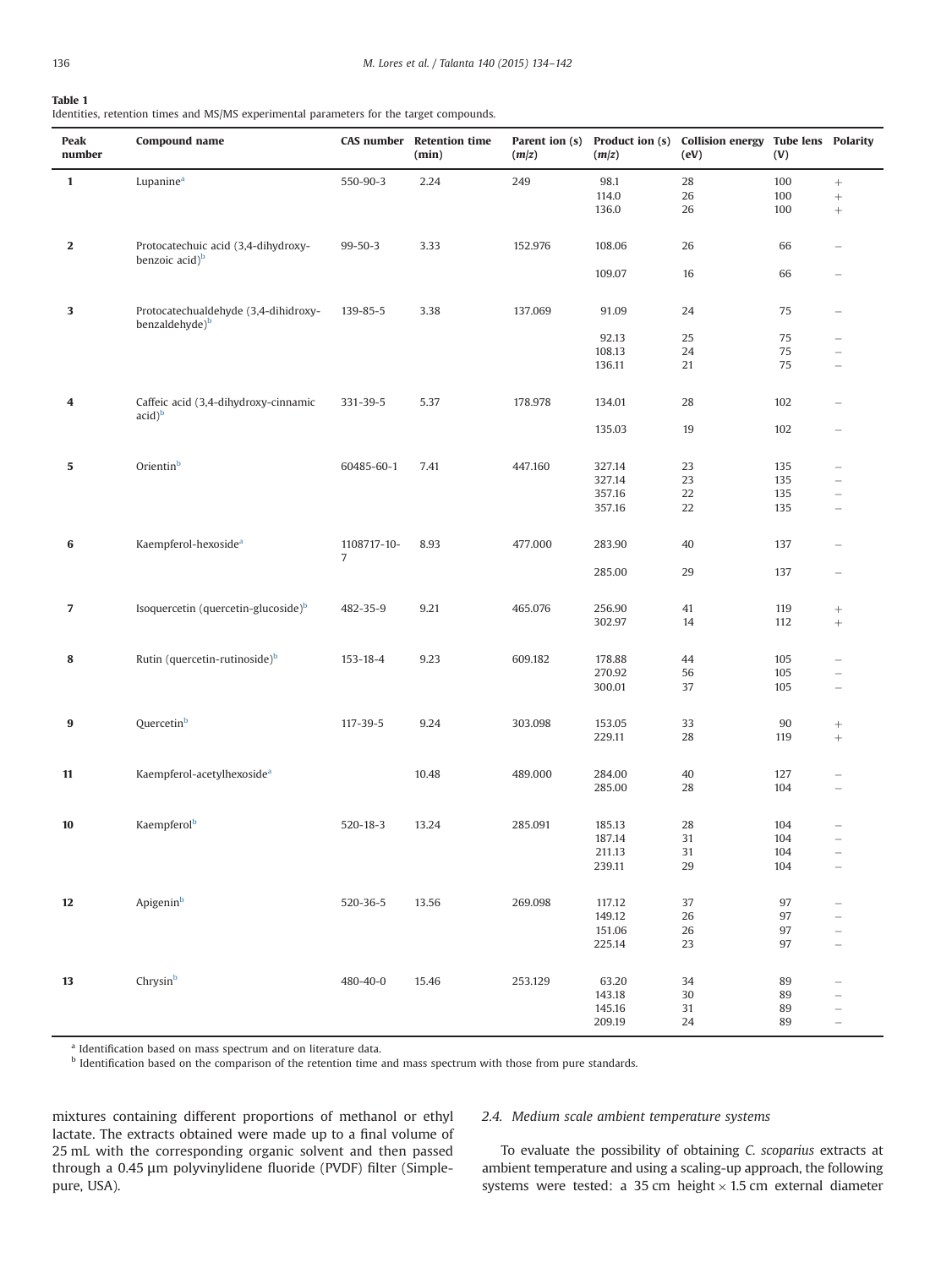**Table 1**
Identities, retention times and MS/MS experimental parameters for the target compounds.

| Peak number | Compound name | CAS number | Retention time (min) | Parent ion (s) (*m/z*) | Product ion (s) (*m/z*) | Collision energy (eV) | Tube lens (V) | Polarity |
|---|---|---|---|---|---|---|---|---|
| **1** | Lupanine[a] | 550-90-3 | 2.24 | 249 | 98.1 | 28 | 100 | + |
| | | | | | 114.0 | 26 | 100 | + |
| | | | | | 136.0 | 26 | 100 | + |
| **2** | Protocatechuic acid (3,4-dihydroxy-benzoic acid)[b] | 99-50-3 | 3.33 | 152.976 | 108.06 | 26 | 66 | − |
| | | | | | 109.07 | 16 | 66 | − |
| **3** | Protocatechualdehyde (3,4-dihidroxy-benzaldehyde)[b] | 139-85-5 | 3.38 | 137.069 | 91.09 | 24 | 75 | − |
| | | | | | 92.13 | 25 | 75 | − |
| | | | | | 108.13 | 24 | 75 | − |
| | | | | | 136.11 | 21 | 75 | − |
| **4** | Caffeic acid (3,4-dihydroxy-cinnamic acid)[b] | 331-39-5 | 5.37 | 178.978 | 134.01 | 28 | 102 | − |
| | | | | | 135.03 | 19 | 102 | − |
| **5** | Orientin[b] | 60485-60-1 | 7.41 | 447.160 | 327.14 | 23 | 135 | − |
| | | | | | 327.14 | 23 | 135 | − |
| | | | | | 357.16 | 22 | 135 | − |
| | | | | | 357.16 | 22 | 135 | − |
| **6** | Kaempferol-hexoside[a] | 1108717-10-7 | 8.93 | 477.000 | 283.90 | 40 | 137 | − |
| | | | | | 285.00 | 29 | 137 | − |
| **7** | Isoquercetin (quercetin-glucoside)[b] | 482-35-9 | 9.21 | 465.076 | 256.90 | 41 | 119 | + |
| | | | | | 302.97 | 14 | 112 | + |
| **8** | Rutin (quercetin-rutinoside)[b] | 153-18-4 | 9.23 | 609.182 | 178.88 | 44 | 105 | − |
| | | | | | 270.92 | 56 | 105 | − |
| | | | | | 300.01 | 37 | 105 | − |
| **9** | Quercetin[b] | 117-39-5 | 9.24 | 303.098 | 153.05 | 33 | 90 | + |
| | | | | | 229.11 | 28 | 119 | + |
| **11** | Kaempferol-acetylhexoside[a] | | 10.48 | 489.000 | 284.00 | 40 | 127 | − |
| | | | | | 285.00 | 28 | 104 | − |
| **10** | Kaempferol[b] | 520-18-3 | 13.24 | 285.091 | 185.13 | 28 | 104 | − |
| | | | | | 187.14 | 31 | 104 | − |
| | | | | | 211.13 | 31 | 104 | − |
| | | | | | 239.11 | 29 | 104 | − |
| **12** | Apigenin[b] | 520-36-5 | 13.56 | 269.098 | 117.12 | 37 | 97 | − |
| | | | | | 149.12 | 26 | 97 | − |
| | | | | | 151.06 | 26 | 97 | − |
| | | | | | 225.14 | 23 | 97 | − |
| **13** | Chrysin[b] | 480-40-0 | 15.46 | 253.129 | 63.20 | 34 | 89 | − |
| | | | | | 143.18 | 30 | 89 | − |
| | | | | | 145.16 | 31 | 89 | − |
| | | | | | 209.19 | 24 | 89 | − |

[a] Identification based on mass spectrum and on literature data.
[b] Identification based on the comparison of the retention time and mass spectrum with those from pure standards.

mixtures containing different proportions of methanol or ethyl lactate. The extracts obtained were made up to a final volume of 25 mL with the corresponding organic solvent and then passed through a 0.45 μm polyvinylidene fluoride (PVDF) filter (Simplepure, USA).

### 2.4. Medium scale ambient temperature systems

To evaluate the possibility of obtaining *C. scoparius* extracts at ambient temperature and using a scaling-up approach, the following systems were tested: a 35 cm height × 1.5 cm external diameter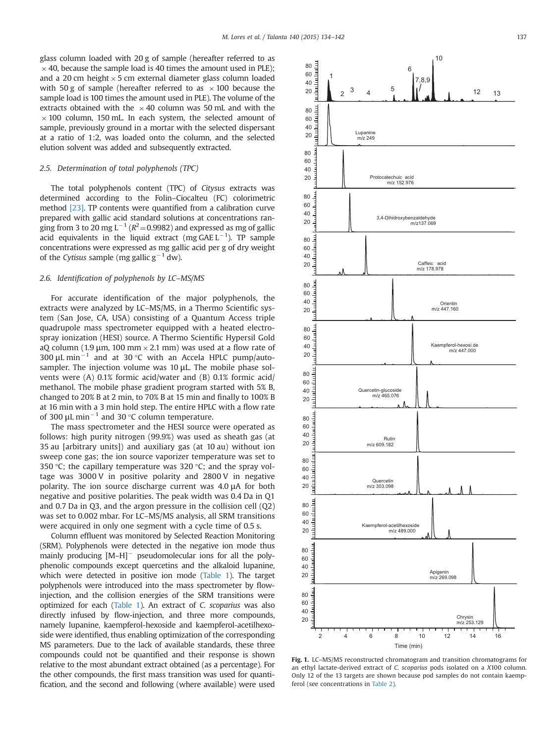glass column loaded with 20 g of sample (hereafter referred to as × 40, because the sample load is 40 times the amount used in PLE); and a 20 cm height × 5 cm external diameter glass column loaded with 50 g of sample (hereafter referred to as × 100 because the sample load is 100 times the amount used in PLE). The volume of the extracts obtained with the × 40 column was 50 mL and with the × 100 column, 150 mL. In each system, the selected amount of sample, previously ground in a mortar with the selected dispersant at a ratio of 1:2, was loaded onto the column, and the selected elution solvent was added and subsequently extracted.

### 2.5. Determination of total polyphenols (TPC)

The total polyphenols content (TPC) of *Citysus* extracts was determined according to the Folin–Ciocalteu (FC) colorimetric method [23]. TP contents were quantified from a calibration curve prepared with gallic acid standard solutions at concentrations ranging from 3 to 20 mg $L^{-1}$ ($R^2$ = 0.9982) and expressed as mg of gallic acid equivalents in the liquid extract (mg GAE $L^{-1}$). TP sample concentrations were expressed as mg gallic acid per g of dry weight of the *Cytisus* sample (mg gallic $g^{-1}$ dw).

### 2.6. Identification of polyphenols by LC–MS/MS

For accurate identification of the major polyphenols, the extracts were analyzed by LC–MS/MS, in a Thermo Scientific system (San Jose, CA, USA) consisting of a Quantum Access triple quadrupole mass spectrometer equipped with a heated electrospray ionization (HESI) source. A Thermo Scientific Hypersil Gold aQ column (1.9 μm, 100 mm × 2.1 mm) was used at a flow rate of 300 μL $min^{-1}$ and at 30 °C with an Accela HPLC pump/autosampler. The injection volume was 10 μL. The mobile phase solvents were (A) 0.1% formic acid/water and (B) 0.1% formic acid/methanol. The mobile phase gradient program started with 5% B, changed to 20% B at 2 min, to 70% B at 15 min and finally to 100% B at 16 min with a 3 min hold step. The entire HPLC with a flow rate of 300 μL $min^{-1}$ and 30 °C column temperature.

The mass spectrometer and the HESI source were operated as follows: high purity nitrogen (99.9%) was used as sheath gas (at 35 au [arbitrary units]) and auxiliary gas (at 10 au) without ion sweep cone gas; the ion source vaporizer temperature was set to 350 °C; the capillary temperature was 320 °C; and the spray voltage was 3000 V in positive polarity and 2800 V in negative polarity. The ion source discharge current was 4.0 μA for both negative and positive polarities. The peak width was 0.4 Da in Q1 and 0.7 Da in Q3, and the argon pressure in the collision cell (Q2) was set to 0.002 mbar. For LC–MS/MS analysis, all SRM transitions were acquired in only one segment with a cycle time of 0.5 s.

Column effluent was monitored by Selected Reaction Monitoring (SRM). Polyphenols were detected in the negative ion mode thus mainly producing $[M–H]^-$ pseudomolecular ions for all the polyphenolic compounds except quercetins and the alkaloid lupanine, which were detected in positive ion mode (Table 1). The target polyphenols were introduced into the mass spectrometer by flow-injection, and the collision energies of the SRM transitions were optimized for each (Table 1). An extract of *C. scoparius* was also directly infused by flow-injection, and three more compounds, namely lupanine, kaempferol-hexoside and kaempferol-acetilhexoside were identified, thus enabling optimization of the corresponding MS parameters. Due to the lack of available standards, these three compounds could not be quantified and their response is shown relative to the most abundant extract obtained (as a percentage). For the other compounds, the first mass transition was used for quantification, and the second and following (where available) were used

**Fig. 1.** LC–MS/MS reconstructed chromatogram and transition chromatograms for an ethyl lactate-derived extract of *C. scoparius* pods isolated on a *X*100 column. Only 12 of the 13 targets are shown because pod samples do not contain kaempferol (see concentrations in Table 2).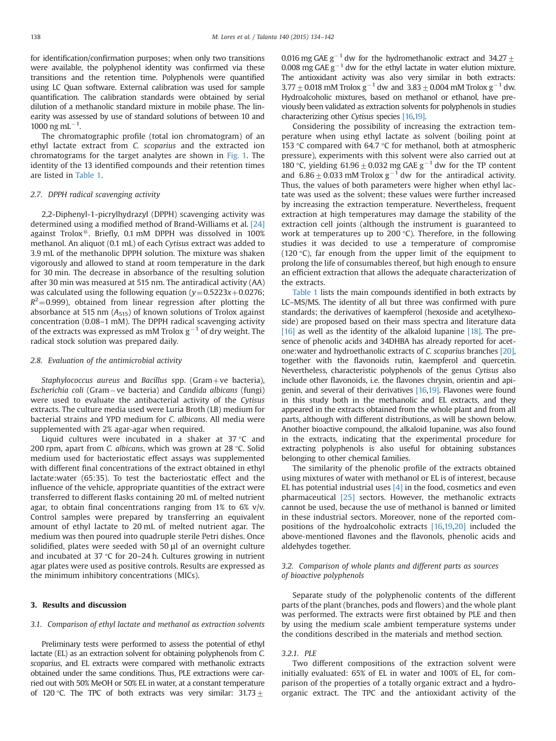for identification/confirmation purposes; when only two transitions were available, the polyphenol identity was confirmed via these transitions and the retention time. Polyphenols were quantified using LC Quan software. External calibration was used for sample quantification. The calibration standards were obtained by serial dilution of a methanolic standard mixture in mobile phase. The linearity was assessed by use of standard solutions of between 10 and 1000 ng $mL^{-1}$.

The chromatographic profile (total ion chromatogram) of an ethyl lactate extract from *C. scoparius* and the extracted ion chromatograms for the target analytes are shown in Fig. 1. The identity of the 13 identified compounds and their retention times are listed in Table 1.

### 2.7. DPPH radical scavenging activity

2,2-Diphenyl-1-picrylhydrazyl (DPPH) scavenging activity was determined using a modified method of Brand-Williams et al. [24] against Trolox®. Briefly, 0.1 mM DPPH was dissolved in 100% methanol. An aliquot (0.1 mL) of each *Cytisus* extract was added to 3.9 mL of the methanolic DPPH solution. The mixture was shaken vigorously and allowed to stand at room temperature in the dark for 30 min. The decrease in absorbance of the resulting solution after 30 min was measured at 515 nm. The antiradical activity (AA) was calculated using the following equation ($y = 0.5223x + 0.0276$; $R^2 = 0.999$), obtained from linear regression after plotting the absorbance at 515 nm ($A_{515}$) of known solutions of Trolox against concentration (0.08–1 mM). The DPPH radical scavenging activity of the extracts was expressed as mM Trolox $g^{-1}$ of dry weight. The radical stock solution was prepared daily.

### 2.8. Evaluation of the antimicrobial activity

*Staphylococcus aureus* and *Bacillus* spp. (Gram+ve bacteria), *Escherichia coli* (Gram−ve bacteria) and *Candida albicans* (fungi) were used to evaluate the antibacterial activity of the *Cytisus* extracts. The culture media used were Luria Broth (LB) medium for bacterial strains and YPD medium for *C. albicans*. All media were supplemented with 2% agar-agar when required.

Liquid cultures were incubated in a shaker at 37 °C and 200 rpm, apart from *C. albicans*, which was grown at 28 °C. Solid medium used for bacteriostatic effect assays was supplemented with different final concentrations of the extract obtained in ethyl lactate:water (65:35). To test the bacteriostatic effect and the influence of the vehicle, appropriate quantities of the extract were transferred to different flasks containing 20 mL of melted nutrient agar, to obtain final concentrations ranging from 1% to 6% v/v. Control samples were prepared by transferring an equivalent amount of ethyl lactate to 20 mL of melted nutrient agar. The medium was then poured into quadruple sterile Petri dishes. Once solidified, plates were seeded with 50 µl of an overnight culture and incubated at 37 °C for 20–24 h. Cultures growing in nutrient agar plates were used as positive controls. Results are expressed as the minimum inhibitory concentrations (MICs).

## 3. Results and discussion

### 3.1. Comparison of ethyl lactate and methanol as extraction solvents

Preliminary tests were performed to assess the potential of ethyl lactate (EL) as an extraction solvent for obtaining polyphenols from *C. scoparius*, and EL extracts were compared with methanolic extracts obtained under the same conditions. Thus, PLE extractions were carried out with 50% MeOH or 50% EL in water, at a constant temperature of 120 °C. The TPC of both extracts was very similar: 31.73 ± 0.016 mg GAE $g^{-1}$ dw for the hydromethanolic extract and 34.27 ± 0.008 mg GAE $g^{-1}$ dw for the ethyl lactate in water elution mixture. The antioxidant activity was also very similar in both extracts: 3.77 ± 0.018 mM Trolox $g^{-1}$ dw and 3.83 ± 0.004 mM Trolox $g^{-1}$ dw. Hydroalcoholic mixtures, based on methanol or ethanol, have previously been validated as extraction solvents for polyphenols in studies characterizing other *Cytisus* species [16,19].

Considering the possibility of increasing the extraction temperature when using ethyl lactate as solvent (boiling point at 153 °C compared with 64.7 °C for methanol, both at atmospheric pressure), experiments with this solvent were also carried out at 180 °C, yielding 61.96 ± 0.032 mg GAE $g^{-1}$ dw for the TP content and 6.86 ± 0.033 mM Trolox $g^{-1}$ dw for the antiradical activity. Thus, the values of both parameters were higher when ethyl lactate was used as the solvent; these values were further increased by increasing the extraction temperature. Nevertheless, frequent extraction at high temperatures may damage the stability of the extraction cell joints (although the instrument is guaranteed to work at temperatures up to 200 °C). Therefore, in the following studies it was decided to use a temperature of compromise (120 °C), far enough from the upper limit of the equipment to prolong the life of consumables thereof, but high enough to ensure an efficient extraction that allows the adequate characterization of the extracts.

Table 1 lists the main compounds identified in both extracts by LC–MS/MS. The identity of all but three was confirmed with pure standards; the derivatives of kaempferol (hexoside and acetylhexoside) are proposed based on their mass spectra and literature data [16] as well as the identity of the alkaloid lupanine [18]. The presence of phenolic acids and 34DHBA has already reported for acetone:water and hydroethanolic extracts of *C. scoparius* branches [20], together with the flavonoids rutin, kaempferol and quercetin. Nevertheless, characteristic polyphenols of the genus *Cytisus* also include other flavonoids, i.e. the flavones chrysin, orientin and apigenin, and several of their derivatives [16,19]. Flavones were found in this study both in the methanolic and EL extracts, and they appeared in the extracts obtained from the whole plant and from all parts, although with different distributions, as will be shown below. Another bioactive compound, the alkaloid lupanine, was also found in the extracts, indicating that the experimental procedure for extracting polyphenols is also useful for obtaining substances belonging to other chemical families.

The similarity of the phenolic profile of the extracts obtained using mixtures of water with methanol or EL is of interest, because EL has potential industrial uses [4] in the food, cosmetics and even pharmaceutical [25] sectors. However, the methanolic extracts cannot be used, because the use of methanol is banned or limited in these industrial sectors. Moreover, none of the reported compositions of the hydroalcoholic extracts [16,19,20] included the above-mentioned flavones and the flavonols, phenolic acids and aldehydes together.

### 3.2. Comparison of whole plants and different parts as sources of bioactive polyphenols

Separate study of the polyphenolic contents of the different parts of the plant (branches, pods and flowers) and the whole plant was performed. The extracts were first obtained by PLE and then by using the medium scale ambient temperature systems under the conditions described in the materials and method section.

#### 3.2.1. PLE

Two different compositions of the extraction solvent were initially evaluated: 65% of EL in water and 100% of EL, for comparison of the properties of a totally organic extract and a hydro-organic extract. The TPC and the antioxidant activity of the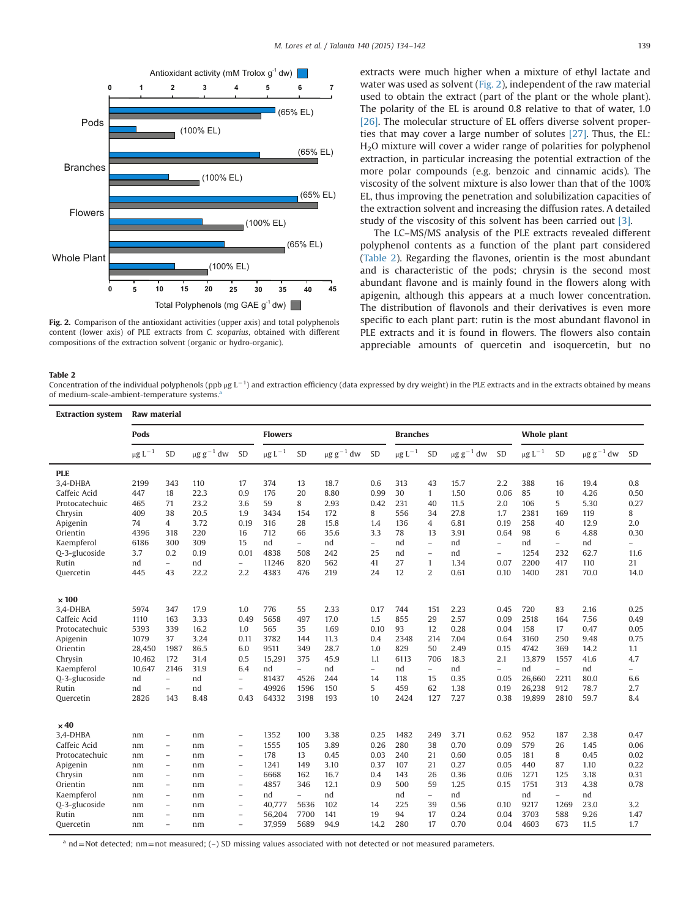Fig. 2. Comparison of the antioxidant activities (upper axis) and total polyphenols content (lower axis) of PLE extracts from *C. scoparius*, obtained with different compositions of the extraction solvent (organic or hydro-organic).

extracts were much higher when a mixture of ethyl lactate and water was used as solvent (Fig. 2), independent of the raw material used to obtain the extract (part of the plant or the whole plant). The polarity of the EL is around 0.8 relative to that of water, 1.0 [26]. The molecular structure of EL offers diverse solvent properties that may cover a large number of solutes [27]. Thus, the EL: $H_2O$ mixture will cover a wider range of polarities for polyphenol extraction, in particular increasing the potential extraction of the more polar compounds (e.g. benzoic and cinnamic acids). The viscosity of the solvent mixture is also lower than that of the 100% EL, thus improving the penetration and solubilization capacities of the extraction solvent and increasing the diffusion rates. A detailed study of the viscosity of this solvent has been carried out [3].

The LC–MS/MS analysis of the PLE extracts revealed different polyphenol contents as a function of the plant part considered (Table 2). Regarding the flavones, orientin is the most abundant and is characteristic of the pods; chrysin is the second most abundant flavone and is mainly found in the flowers along with apigenin, although this appears at a much lower concentration. The distribution of flavonols and their derivatives is even more specific to each plant part: rutin is the most abundant flavonol in PLE extracts and it is found in flowers. The flowers also contain appreciable amounts of quercetin and isoquercetin, but no

**Table 2**
Concentration of the individual polyphenols (ppb μg L$^{-1}$) and extraction efficiency (data expressed by dry weight) in the PLE extracts and in the extracts obtained by means of medium-scale-ambient-temperature systems.[a]

| Extraction system | Raw material | | | | | | | | | | | | | | | |
|---|---|---|---|---|---|---|---|---|---|---|---|---|---|---|---|---|
| | Pods | | | | Flowers | | | | Branches | | | | Whole plant | | | |
| | μg L$^{-1}$ | SD | μg g$^{-1}$ dw | SD | μg L$^{-1}$ | SD | μg g$^{-1}$ dw | SD | μg L$^{-1}$ | SD | μg g$^{-1}$ dw | SD | μg L$^{-1}$ | SD | μg g$^{-1}$ dw | SD |
| **PLE** | | | | | | | | | | | | | | | | |
| 3,4-DHBA | 2199 | 343 | 110 | 17 | 374 | 13 | 18.7 | 0.6 | 313 | 43 | 15.7 | 2.2 | 388 | 16 | 19.4 | 0.8 |
| Caffeic Acid | 447 | 18 | 22.3 | 0.9 | 176 | 20 | 8.80 | 0.99 | 30 | 1 | 1.50 | 0.06 | 85 | 10 | 4.26 | 0.50 |
| Protocatechuic | 465 | 71 | 23.2 | 3.6 | 59 | 8 | 2.93 | 0.42 | 231 | 40 | 11.5 | 2.0 | 106 | 5 | 5.30 | 0.27 |
| Chrysin | 409 | 38 | 20.5 | 1.9 | 3434 | 154 | 172 | 8 | 556 | 34 | 27.8 | 1.7 | 2381 | 169 | 119 | 8 |
| Apigenin | 74 | 4 | 3.72 | 0.19 | 316 | 28 | 15.8 | 1.4 | 136 | 4 | 6.81 | 0.19 | 258 | 40 | 12.9 | 2.0 |
| Orientin | 4396 | 318 | 220 | 16 | 712 | 66 | 35.6 | 3.3 | 78 | 13 | 3.91 | 0.64 | 98 | 6 | 4.88 | 0.30 |
| Kaempferol | 6186 | 300 | 309 | 15 | nd | – | nd | – | nd | – | nd | – | nd | – | nd | – |
| Q-3-glucoside | 3.7 | 0.2 | 0.19 | 0.01 | 4838 | 508 | 242 | 25 | nd | – | nd | – | 1254 | 232 | 62.7 | 11.6 |
| Rutin | nd | – | nd | – | 11246 | 820 | 562 | 41 | 27 | 1 | 1.34 | 0.07 | 2200 | 417 | 110 | 21 |
| Quercetin | 445 | 43 | 22.2 | 2.2 | 4383 | 476 | 219 | 24 | 12 | 2 | 0.61 | 0.10 | 1400 | 281 | 70.0 | 14.0 |
| **× 100** | | | | | | | | | | | | | | | | |
| 3,4-DHBA | 5974 | 347 | 17.9 | 1.0 | 776 | 55 | 2.33 | 0.17 | 744 | 151 | 2.23 | 0.45 | 720 | 83 | 2.16 | 0.25 |
| Caffeic Acid | 1110 | 163 | 3.33 | 0.49 | 5658 | 497 | 17.0 | 1.5 | 855 | 29 | 2.57 | 0.09 | 2518 | 164 | 7.56 | 0.49 |
| Protocatechuic | 5393 | 339 | 16.2 | 1.0 | 565 | 35 | 1.69 | 0.10 | 93 | 12 | 0.28 | 0.04 | 158 | 17 | 0.47 | 0.05 |
| Apigenin | 1079 | 37 | 3.24 | 0.11 | 3782 | 144 | 11.3 | 0.4 | 2348 | 214 | 7.04 | 0.64 | 3160 | 250 | 9.48 | 0.75 |
| Orientin | 28,450 | 1987 | 86.5 | 6.0 | 9511 | 349 | 28.7 | 1.0 | 829 | 50 | 2.49 | 0.15 | 4742 | 369 | 14.2 | 1.1 |
| Chrysin | 10,462 | 172 | 31.4 | 0.5 | 15,291 | 375 | 45.9 | 1.1 | 6113 | 706 | 18.3 | 2.1 | 13,879 | 1557 | 41.6 | 4.7 |
| Kaempferol | 10,647 | 2146 | 31.9 | 6.4 | nd | – | nd | – | nd | – | nd | – | nd | – | nd | – |
| Q-3-glucoside | nd | – | nd | – | 81437 | 4526 | 244 | 14 | 118 | 15 | 0.35 | 0.05 | 26,660 | 2211 | 80.0 | 6.6 |
| Rutin | nd | – | nd | – | 49926 | 1596 | 150 | 5 | 459 | 62 | 1.38 | 0.19 | 26,238 | 912 | 78.7 | 2.7 |
| Quercetin | 2826 | 143 | 8.48 | 0.43 | 64332 | 3198 | 193 | 10 | 2424 | 127 | 7.27 | 0.38 | 19,899 | 2810 | 59.7 | 8.4 |
| **× 40** | | | | | | | | | | | | | | | | |
| 3,4-DHBA | nm | – | nm | – | 1352 | 100 | 3.38 | 0.25 | 1482 | 249 | 3.71 | 0.62 | 952 | 187 | 2.38 | 0.47 |
| Caffeic Acid | nm | – | nm | – | 1555 | 105 | 3.89 | 0.26 | 280 | 38 | 0.70 | 0.09 | 579 | 26 | 1.45 | 0.06 |
| Protocatechuic | nm | – | nm | – | 178 | 13 | 0.45 | 0.03 | 240 | 21 | 0.60 | 0.05 | 181 | 8 | 0.45 | 0.02 |
| Apigenin | nm | – | nm | – | 1241 | 149 | 3.10 | 0.37 | 107 | 21 | 0.27 | 0.05 | 440 | 87 | 1.10 | 0.22 |
| Chrysin | nm | – | nm | – | 6668 | 162 | 16.7 | 0.4 | 143 | 26 | 0.36 | 0.06 | 1271 | 125 | 3.18 | 0.31 |
| Orientin | nm | – | nm | – | 4857 | 346 | 12.1 | 0.9 | 500 | 59 | 1.25 | 0.15 | 1751 | 313 | 4.38 | 0.78 |
| Kaempferol | nm | – | nm | – | nd | – | nd | | nd | – | nd | | nd | – | nd | |
| Q-3-glucoside | nm | – | nm | – | 40,777 | 5636 | 102 | 14 | 225 | 39 | 0.56 | 0.10 | 9217 | 1269 | 23.0 | 3.2 |
| Rutin | nm | – | nm | – | 56,204 | 7700 | 141 | 19 | 94 | 17 | 0.24 | 0.04 | 3703 | 588 | 9.26 | 1.47 |
| Quercetin | nm | – | nm | – | 37,959 | 5689 | 94.9 | 14.2 | 280 | 17 | 0.70 | 0.04 | 4603 | 673 | 11.5 | 1.7 |

[a] nd = Not detected; nm = not measured; (–) SD missing values associated with not detected or not measured parameters.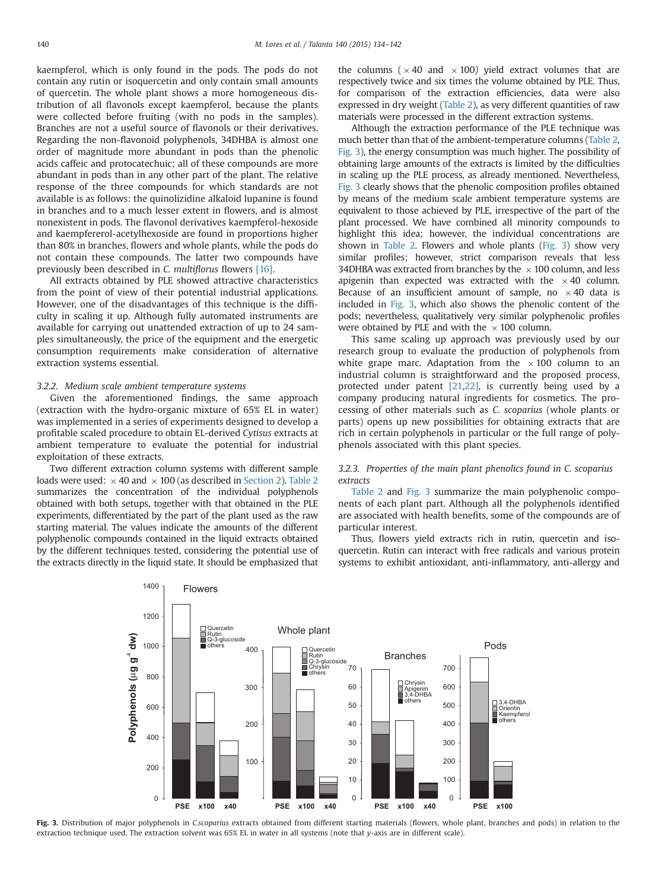kaempferol, which is only found in the pods. The pods do not contain any rutin or isoquercetin and only contain small amounts of quercetin. The whole plant shows a more homogeneous distribution of all flavonols except kaempferol, because the plants were collected before fruiting (with no pods in the samples). Branches are not a useful source of flavonols or their derivatives. Regarding the non-flavonoid polyphenols, 34DHBA is almost one order of magnitude more abundant in pods than the phenolic acids caffeic and protocatechuic; all of these compounds are more abundant in pods than in any other part of the plant. The relative response of the three compounds for which standards are not available is as follows: the quinolizidine alkaloid lupanine is found in branches and to a much lesser extent in flowers, and is almost nonexistent in pods. The flavonol derivatives kaempferol-hexoside and kaempfererol-acetylhexoside are found in proportions higher than 80% in branches, flowers and whole plants, while the pods do not contain these compounds. The latter two compounds have previously been described in *C. multiflorus* flowers [16].

All extracts obtained by PLE showed attractive characteristics from the point of view of their potential industrial applications. However, one of the disadvantages of this technique is the difficulty in scaling it up. Although fully automated instruments are available for carrying out unattended extraction of up to 24 samples simultaneously, the price of the equipment and the energetic consumption requirements make consideration of alternative extraction systems essential.

### 3.2.2. Medium scale ambient temperature systems

Given the aforementioned findings, the same approach (extraction with the hydro-organic mixture of 65% EL in water) was implemented in a series of experiments designed to develop a profitable scaled procedure to obtain EL-derived *Cytisus* extracts at ambient temperature to evaluate the potential for industrial exploitation of these extracts.

Two different extraction column systems with different sample loads were used: $\times 40$ and $\times 100$ (as described in Section 2). Table 2 summarizes the concentration of the individual polyphenols obtained with both setups, together with that obtained in the PLE experiments, differentiated by the part of the plant used as the raw starting material. The values indicate the amounts of the different polyphenolic compounds contained in the liquid extracts obtained by the different techniques tested, considering the potential use of the extracts directly in the liquid state. It should be emphasized that the columns ($\times 40$ and $\times 100$) yield extract volumes that are respectively twice and six times the volume obtained by PLE. Thus, for comparison of the extraction efficiencies, data were also expressed in dry weight (Table 2), as very different quantities of raw materials were processed in the different extraction systems.

Although the extraction performance of the PLE technique was much better than that of the ambient-temperature columns (Table 2, Fig. 3), the energy consumption was much higher. The possibility of obtaining large amounts of the extracts is limited by the difficulties in scaling up the PLE process, as already mentioned. Nevertheless, Fig. 3 clearly shows that the phenolic composition profiles obtained by means of the medium scale ambient temperature systems are equivalent to those achieved by PLE, irrespective of the part of the plant processed. We have combined all minority compounds to highlight this idea; however, the individual concentrations are shown in Table 2. Flowers and whole plants (Fig. 3) show very similar profiles; however, strict comparison reveals that less 34DHBA was extracted from branches by the $\times 100$ column, and less apigenin than expected was extracted with the $\times 40$ column. Because of an insufficient amount of sample, no $\times 40$ data is included in Fig. 3, which also shows the phenolic content of the pods; nevertheless, qualitatively very similar polyphenolic profiles were obtained by PLE and with the $\times 100$ column.

This same scaling up approach was previously used by our research group to evaluate the production of polyphenols from white grape marc. Adaptation from the $\times 100$ column to an industrial column is straightforward and the proposed process, protected under patent [21,22], is currently being used by a company producing natural ingredients for cosmetics. The processing of other materials such as *C. scoparius* (whole plants or parts) opens up new possibilities for obtaining extracts that are rich in certain polyphenols in particular or the full range of polyphenols associated with this plant species.

### 3.2.3. Properties of the main plant phenolics found in C. scoparius extracts

Table 2 and Fig. 3 summarize the main polyphenolic components of each plant part. Although all the polyphenols identified are associated with health benefits, some of the compounds are of particular interest.

Thus, flowers yield extracts rich in rutin, quercetin and isoquercetin. Rutin can interact with free radicals and various protein systems to exhibit antioxidant, anti-inflammatory, anti-allergy and

**Fig. 3.** Distribution of major polyphenols in *C.scoparius* extracts obtained from different starting materials (flowers, whole plant, branches and pods) in relation to the extraction technique used. The extraction solvent was 65% EL in water in all systems (note that y-axis are in different scale).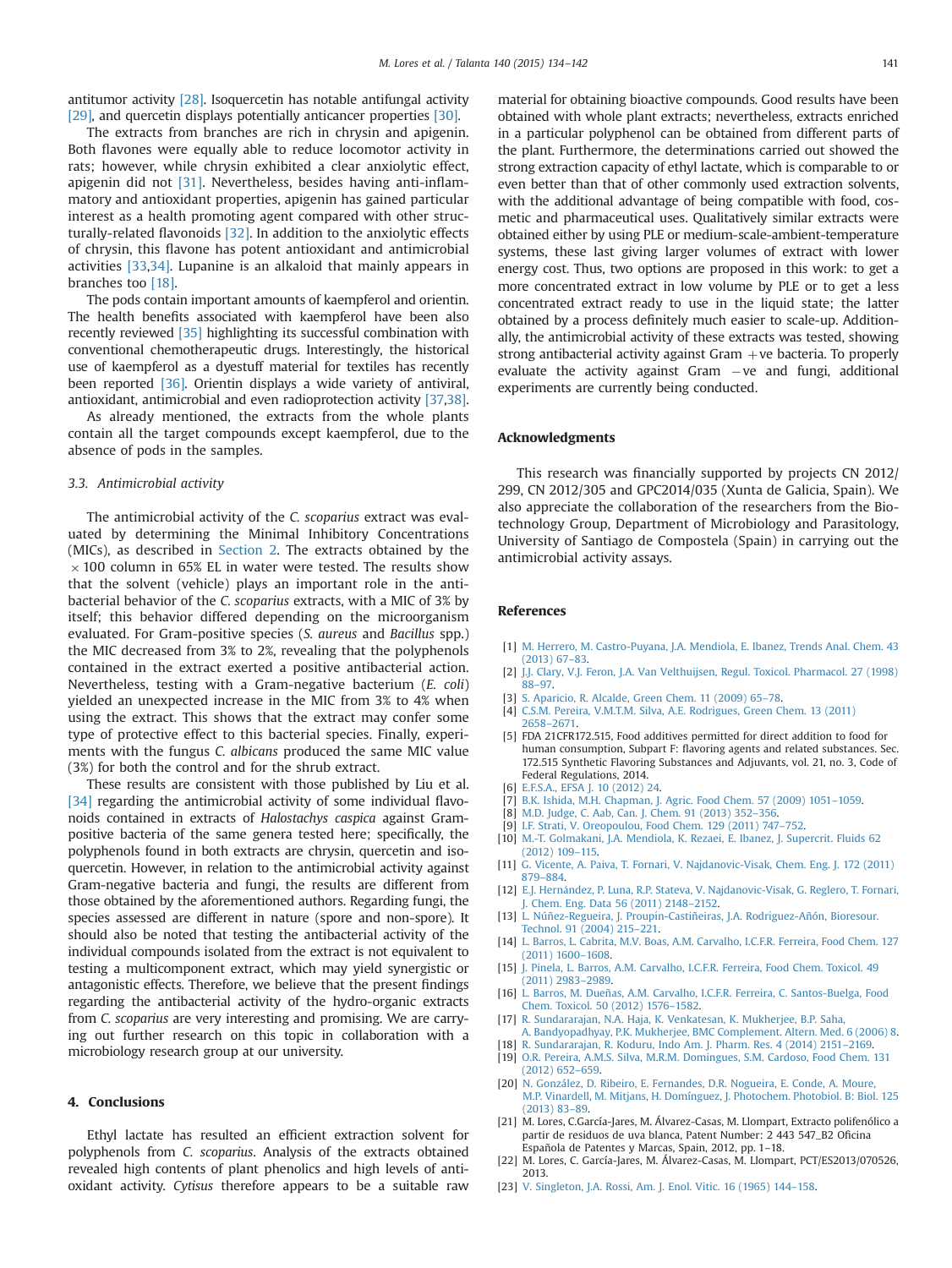antitumor activity [28]. Isoquercetin has notable antifungal activity [29], and quercetin displays potentially anticancer properties [30].

The extracts from branches are rich in chrysin and apigenin. Both flavones were equally able to reduce locomotor activity in rats; however, while chrysin exhibited a clear anxiolytic effect, apigenin did not [31]. Nevertheless, besides having anti-inflammatory and antioxidant properties, apigenin has gained particular interest as a health promoting agent compared with other structurally-related flavonoids [32]. In addition to the anxiolytic effects of chrysin, this flavone has potent antioxidant and antimicrobial activities [33,34]. Lupanine is an alkaloid that mainly appears in branches too [18].

The pods contain important amounts of kaempferol and orientin. The health benefits associated with kaempferol have been also recently reviewed [35] highlighting its successful combination with conventional chemotherapeutic drugs. Interestingly, the historical use of kaempferol as a dyestuff material for textiles has recently been reported [36]. Orientin displays a wide variety of antiviral, antioxidant, antimicrobial and even radioprotection activity [37,38].

As already mentioned, the extracts from the whole plants contain all the target compounds except kaempferol, due to the absence of pods in the samples.

### 3.3. Antimicrobial activity

The antimicrobial activity of the *C. scoparius* extract was evaluated by determining the Minimal Inhibitory Concentrations (MICs), as described in Section 2. The extracts obtained by the $\times 100$ column in 65% EL in water were tested. The results show that the solvent (vehicle) plays an important role in the antibacterial behavior of the *C. scoparius* extracts, with a MIC of 3% by itself; this behavior differed depending on the microorganism evaluated. For Gram-positive species (*S. aureus* and *Bacillus* spp.) the MIC decreased from 3% to 2%, revealing that the polyphenols contained in the extract exerted a positive antibacterial action. Nevertheless, testing with a Gram-negative bacterium (*E. coli*) yielded an unexpected increase in the MIC from 3% to 4% when using the extract. This shows that the extract may confer some type of protective effect to this bacterial species. Finally, experiments with the fungus *C. albicans* produced the same MIC value (3%) for both the control and for the shrub extract.

These results are consistent with those published by Liu et al. [34] regarding the antimicrobial activity of some individual flavonoids contained in extracts of *Halostachys caspica* against Gram-positive bacteria of the same genera tested here; specifically, the polyphenols found in both extracts are chrysin, quercetin and isoquercetin. However, in relation to the antimicrobial activity against Gram-negative bacteria and fungi, the results are different from those obtained by the aforementioned authors. Regarding fungi, the species assessed are different in nature (spore and non-spore). It should also be noted that testing the antibacterial activity of the individual compounds isolated from the extract is not equivalent to testing a multicomponent extract, which may yield synergistic or antagonistic effects. Therefore, we believe that the present findings regarding the antibacterial activity of the hydro-organic extracts from *C. scoparius* are very interesting and promising. We are carrying out further research on this topic in collaboration with a microbiology research group at our university.

## 4. Conclusions

Ethyl lactate has resulted an efficient extraction solvent for polyphenols from *C. scoparius*. Analysis of the extracts obtained revealed high contents of plant phenolics and high levels of antioxidant activity. *Cytisus* therefore appears to be a suitable raw material for obtaining bioactive compounds. Good results have been obtained with whole plant extracts; nevertheless, extracts enriched in a particular polyphenol can be obtained from different parts of the plant. Furthermore, the determinations carried out showed the strong extraction capacity of ethyl lactate, which is comparable to or even better than that of other commonly used extraction solvents, with the additional advantage of being compatible with food, cosmetic and pharmaceutical uses. Qualitatively similar extracts were obtained either by using PLE or medium-scale-ambient-temperature systems, these last giving larger volumes of extract with lower energy cost. Thus, two options are proposed in this work: to get a more concentrated extract in low volume by PLE or to get a less concentrated extract ready to use in the liquid state; the latter obtained by a process definitely much easier to scale-up. Additionally, the antimicrobial activity of these extracts was tested, showing strong antibacterial activity against Gram +ve bacteria. To properly evaluate the activity against Gram −ve and fungi, additional experiments are currently being conducted.

## Acknowledgments

This research was financially supported by projects CN 2012/299, CN 2012/305 and GPC2014/035 (Xunta de Galicia, Spain). We also appreciate the collaboration of the researchers from the Biotechnology Group, Department of Microbiology and Parasitology, University of Santiago de Compostela (Spain) in carrying out the antimicrobial activity assays.

## References

[1] M. Herrero, M. Castro-Puyana, J.A. Mendiola, E. Ibanez, Trends Anal. Chem. 43 (2013) 67–83.
[2] J.J. Clary, V.J. Feron, J.A. Van Velthuijsen, Regul. Toxicol. Pharmacol. 27 (1998) 88–97.
[3] S. Aparicio, R. Alcalde, Green Chem. 11 (2009) 65–78.
[4] C.S.M. Pereira, V.M.T.M. Silva, A.E. Rodrigues, Green Chem. 13 (2011) 2658–2671.
[5] FDA 21CFR172.515, Food additives permitted for direct addition to food for human consumption, Subpart F: flavoring agents and related substances. Sec. 172.515 Synthetic Flavoring Substances and Adjuvants, vol. 21, no. 3, Code of Federal Regulations, 2014.
[6] E.F.S.A., EFSA J. 10 (2012) 24.
[7] B.K. Ishida, M.H. Chapman, J. Agric. Food Chem. 57 (2009) 1051–1059.
[8] M.D. Judge, C. Aab, Can. J. Chem. 91 (2013) 352–356.
[9] I.F. Strati, V. Oreopoulou, Food Chem. 129 (2011) 747–752.
[10] M.-T. Golmakani, J.A. Mendiola, K. Rezaei, E. Ibanez, J. Supercrit. Fluids 62 (2012) 109–115.
[11] G. Vicente, A. Paiva, T. Fornari, V. Najdanovic-Visak, Chem. Eng. J. 172 (2011) 879–884.
[12] E.J. Hernández, P. Luna, R.P. Stateva, V. Najdanovic-Visak, G. Reglero, T. Fornari, J. Chem. Eng. Data 56 (2011) 2148–2152.
[13] L. Núñez-Regueira, J. Proupín-Castiñeiras, J.A. Rodríguez-Añón, Bioresour. Technol. 91 (2004) 215–221.
[14] L. Barros, L. Cabrita, M.V. Boas, A.M. Carvalho, I.C.F.R. Ferreira, Food Chem. 127 (2011) 1600–1608.
[15] J. Pinela, L. Barros, A.M. Carvalho, I.C.F.R. Ferreira, Food Chem. Toxicol. 49 (2011) 2983–2989.
[16] L. Barros, M. Dueñas, A.M. Carvalho, I.C.F.R. Ferreira, C. Santos-Buelga, Food Chem. Toxicol. 50 (2012) 1576–1582.
[17] R. Sundararajan, N.A. Haja, K. Venkatesan, K. Mukherjee, B.P. Saha, A. Bandyopadhyay, P.K. Mukherjee, BMC Complement. Altern. Med. 6 (2006) 8.
[18] R. Sundararajan, R. Koduru, Indo Am. J. Pharm. Res. 4 (2014) 2151–2169.
[19] O.R. Pereira, A.M.S. Silva, M.R.M. Domingues, S.M. Cardoso, Food Chem. 131 (2012) 652–659.
[20] N. González, D. Ribeiro, E. Fernandes, D.R. Nogueira, E. Conde, A. Moure, M.P. Vinardell, M. Mitjans, H. Domínguez, J. Photochem. Photobiol. B: Biol. 125 (2013) 83–89.
[21] M. Lores, C.García-Jares, M. Álvarez-Casas, M. Llompart, Extracto polifenólico a partir de residuos de uva blanca, Patent Number: 2 443 547_B2 Oficina Española de Patentes y Marcas, Spain, 2012, pp. 1–18.
[22] M. Lores, C. García-Jares, M. Álvarez-Casas, M. Llompart, PCT/ES2013/070526, 2013.
[23] V. Singleton, J.A. Rossi, Am. J. Enol. Vitic. 16 (1965) 144–158.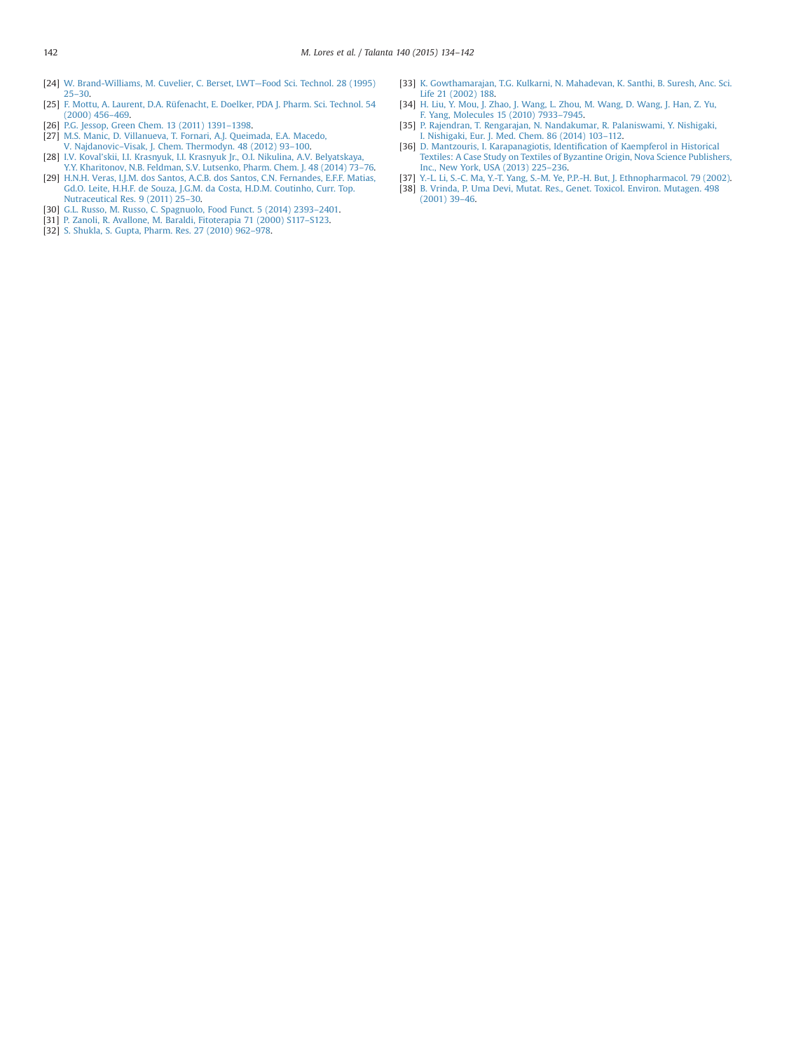[24] W. Brand-Williams, M. Cuvelier, C. Berset, LWT—Food Sci. Technol. 28 (1995) 25–30.

[25] F. Mottu, A. Laurent, D.A. Rüfenacht, E. Doelker, PDA J. Pharm. Sci. Technol. 54 (2000) 456–469.

[26] P.G. Jessop, Green Chem. 13 (2011) 1391–1398.

[27] M.S. Manic, D. Villanueva, T. Fornari, A.J. Queimada, E.A. Macedo, V. Najdanovic–Visak, J. Chem. Thermodyn. 48 (2012) 93–100.

[28] I.V. Koval'skii, I.I. Krasnyuk, I.I. Krasnyuk Jr., O.I. Nikulina, A.V. Belyatskaya, Y.Y. Kharitonov, N.B. Feldman, S.V. Lutsenko, Pharm. Chem. J. 48 (2014) 73–76.

[29] H.N.H. Veras, I.J.M. dos Santos, A.C.B. dos Santos, C.N. Fernandes, E.F.F. Matias, Gd.O. Leite, H.H.F. de Souza, J.G.M. da Costa, H.D.M. Coutinho, Curr. Top. Nutraceutical Res. 9 (2011) 25–30.

[30] G.L. Russo, M. Russo, C. Spagnuolo, Food Funct. 5 (2014) 2393–2401.

[31] P. Zanoli, R. Avallone, M. Baraldi, Fitoterapia 71 (2000) S117–S123.

[32] S. Shukla, S. Gupta, Pharm. Res. 27 (2010) 962–978.

[33] K. Gowthamarajan, T.G. Kulkarni, N. Mahadevan, K. Santhi, B. Suresh, Anc. Sci. Life 21 (2002) 188.

[34] H. Liu, Y. Mou, J. Zhao, J. Wang, L. Zhou, M. Wang, D. Wang, J. Han, Z. Yu, F. Yang, Molecules 15 (2010) 7933–7945.

[35] P. Rajendran, T. Rengarajan, N. Nandakumar, R. Palaniswami, Y. Nishigaki, I. Nishigaki, Eur. J. Med. Chem. 86 (2014) 103–112.

[36] D. Mantzouris, I. Karapanagiotis, Identification of Kaempferol in Historical Textiles: A Case Study on Textiles of Byzantine Origin, Nova Science Publishers, Inc., New York, USA (2013) 225–236.

[37] Y.-L. Li, S.-C. Ma, Y.-T. Yang, S.-M. Ye, P.P.-H. But, J. Ethnopharmacol. 79 (2002).

[38] B. Vrinda, P. Uma Devi, Mutat. Res., Genet. Toxicol. Environ. Mutagen. 498 (2001) 39–46.